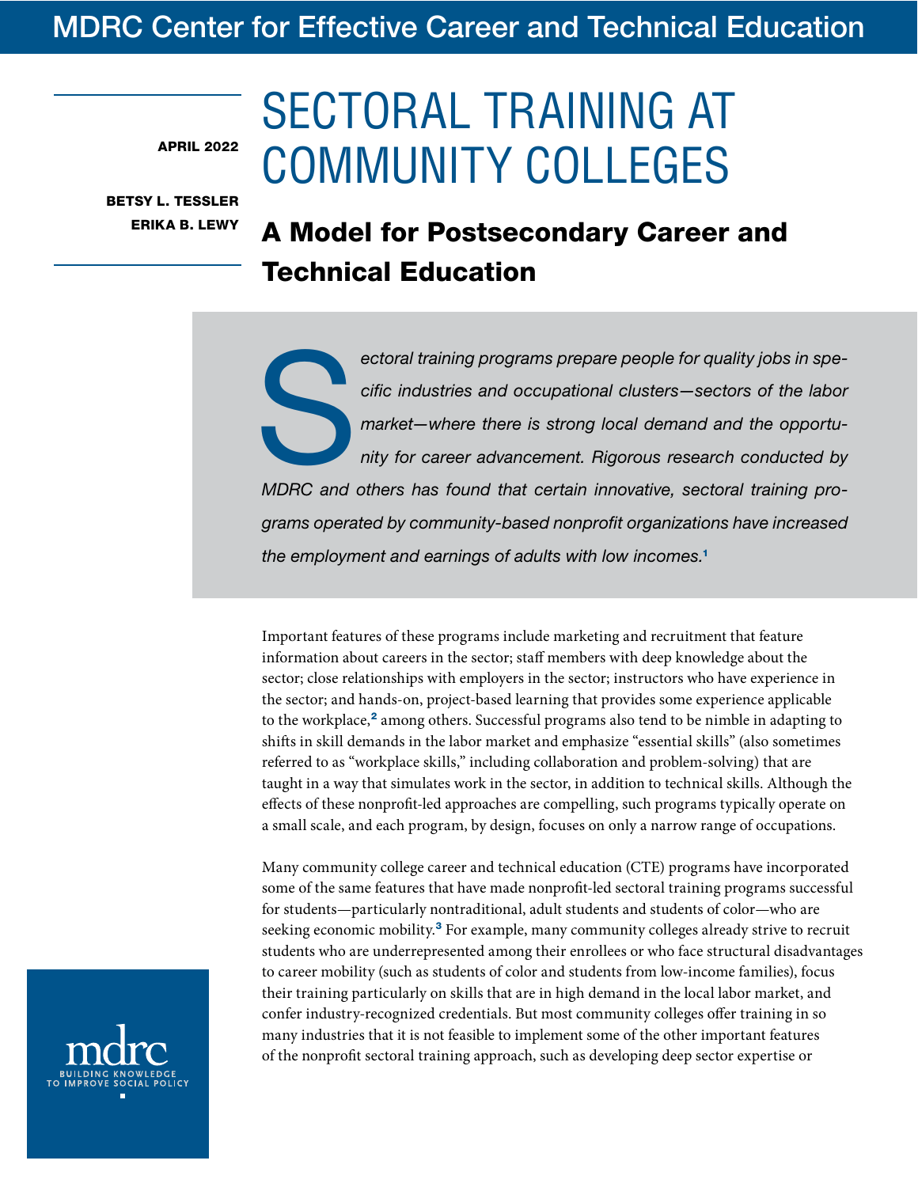MDRC Center for Effective Career and Technical Education

APRIL 2022

BETSY L. TESSLER
ERIKA B. LEWY

# SECTORAL TRAINING AT COMMUNITY COLLEGES

## A Model for Postsecondary Career and Technical Education

*Sectoral training programs prepare people for quality jobs in specific industries and occupational clusters—sectors of the labor market—where there is strong local demand and the opportunity for career advancement. Rigorous research conducted by MDRC and others has found that certain innovative, sectoral training programs operated by community-based nonprofit organizations have increased the employment and earnings of adults with low incomes.*[1]

Important features of these programs include marketing and recruitment that feature information about careers in the sector; staff members with deep knowledge about the sector; close relationships with employers in the sector; instructors who have experience in the sector; and hands-on, project-based learning that provides some experience applicable to the workplace,[2] among others. Successful programs also tend to be nimble in adapting to shifts in skill demands in the labor market and emphasize "essential skills" (also sometimes referred to as "workplace skills," including collaboration and problem-solving) that are taught in a way that simulates work in the sector, in addition to technical skills. Although the effects of these nonprofit-led approaches are compelling, such programs typically operate on a small scale, and each program, by design, focuses on only a narrow range of occupations.

Many community college career and technical education (CTE) programs have incorporated some of the same features that have made nonprofit-led sectoral training programs successful for students—particularly nontraditional, adult students and students of color—who are seeking economic mobility.[3] For example, many community colleges already strive to recruit students who are underrepresented among their enrollees or who face structural disadvantages to career mobility (such as students of color and students from low-income families), focus their training particularly on skills that are in high demand in the local labor market, and confer industry-recognized credentials. But most community colleges offer training in so many industries that it is not feasible to implement some of the other important features of the nonprofit sectoral training approach, such as developing deep sector expertise or

mdrc
BUILDING KNOWLEDGE TO IMPROVE SOCIAL POLICY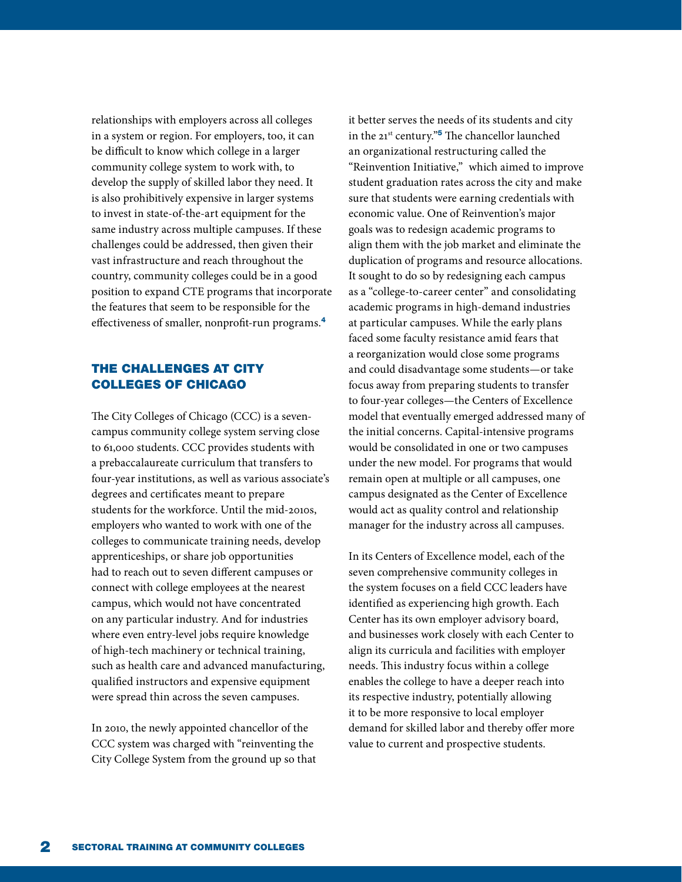relationships with employers across all colleges in a system or region. For employers, too, it can be difficult to know which college in a larger community college system to work with, to develop the supply of skilled labor they need. It is also prohibitively expensive in larger systems to invest in state-of-the-art equipment for the same industry across multiple campuses. If these challenges could be addressed, then given their vast infrastructure and reach throughout the country, community colleges could be in a good position to expand CTE programs that incorporate the features that seem to be responsible for the effectiveness of smaller, nonprofit-run programs.[4]

## THE CHALLENGES AT CITY COLLEGES OF CHICAGO

The City Colleges of Chicago (CCC) is a seven-campus community college system serving close to 61,000 students. CCC provides students with a prebaccalaureate curriculum that transfers to four-year institutions, as well as various associate's degrees and certificates meant to prepare students for the workforce. Until the mid-2010s, employers who wanted to work with one of the colleges to communicate training needs, develop apprenticeships, or share job opportunities had to reach out to seven different campuses or connect with college employees at the nearest campus, which would not have concentrated on any particular industry. And for industries where even entry-level jobs require knowledge of high-tech machinery or technical training, such as health care and advanced manufacturing, qualified instructors and expensive equipment were spread thin across the seven campuses.

In 2010, the newly appointed chancellor of the CCC system was charged with "reinventing the City College System from the ground up so that it better serves the needs of its students and city in the 21st century."[5] The chancellor launched an organizational restructuring called the "Reinvention Initiative," which aimed to improve student graduation rates across the city and make sure that students were earning credentials with economic value. One of Reinvention's major goals was to redesign academic programs to align them with the job market and eliminate the duplication of programs and resource allocations. It sought to do so by redesigning each campus as a "college-to-career center" and consolidating academic programs in high-demand industries at particular campuses. While the early plans faced some faculty resistance amid fears that a reorganization would close some programs and could disadvantage some students—or take focus away from preparing students to transfer to four-year colleges—the Centers of Excellence model that eventually emerged addressed many of the initial concerns. Capital-intensive programs would be consolidated in one or two campuses under the new model. For programs that would remain open at multiple or all campuses, one campus designated as the Center of Excellence would act as quality control and relationship manager for the industry across all campuses.

In its Centers of Excellence model, each of the seven comprehensive community colleges in the system focuses on a field CCC leaders have identified as experiencing high growth. Each Center has its own employer advisory board, and businesses work closely with each Center to align its curricula and facilities with employer needs. This industry focus within a college enables the college to have a deeper reach into its respective industry, potentially allowing it to be more responsive to local employer demand for skilled labor and thereby offer more value to current and prospective students.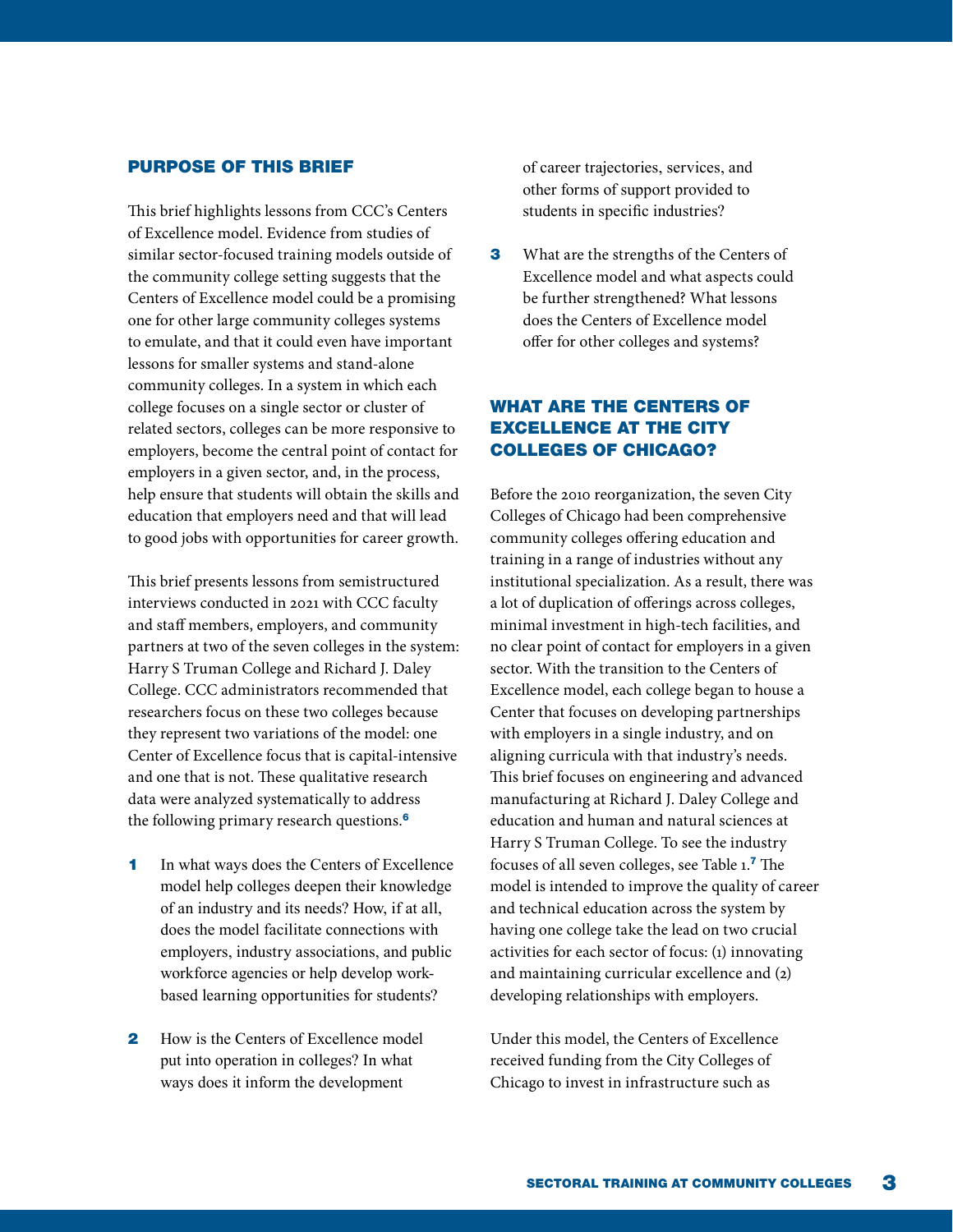## PURPOSE OF THIS BRIEF

This brief highlights lessons from CCC's Centers of Excellence model. Evidence from studies of similar sector-focused training models outside of the community college setting suggests that the Centers of Excellence model could be a promising one for other large community colleges systems to emulate, and that it could even have important lessons for smaller systems and stand-alone community colleges. In a system in which each college focuses on a single sector or cluster of related sectors, colleges can be more responsive to employers, become the central point of contact for employers in a given sector, and, in the process, help ensure that students will obtain the skills and education that employers need and that will lead to good jobs with opportunities for career growth.

This brief presents lessons from semistructured interviews conducted in 2021 with CCC faculty and staff members, employers, and community partners at two of the seven colleges in the system: Harry S Truman College and Richard J. Daley College. CCC administrators recommended that researchers focus on these two colleges because they represent two variations of the model: one Center of Excellence focus that is capital-intensive and one that is not. These qualitative research data were analyzed systematically to address the following primary research questions.[6]

1. In what ways does the Centers of Excellence model help colleges deepen their knowledge of an industry and its needs? How, if at all, does the model facilitate connections with employers, industry associations, and public workforce agencies or help develop work-based learning opportunities for students?
2. How is the Centers of Excellence model put into operation in colleges? In what ways does it inform the development of career trajectories, services, and other forms of support provided to students in specific industries?
3. What are the strengths of the Centers of Excellence model and what aspects could be further strengthened? What lessons does the Centers of Excellence model offer for other colleges and systems?

## WHAT ARE THE CENTERS OF EXCELLENCE AT THE CITY COLLEGES OF CHICAGO?

Before the 2010 reorganization, the seven City Colleges of Chicago had been comprehensive community colleges offering education and training in a range of industries without any institutional specialization. As a result, there was a lot of duplication of offerings across colleges, minimal investment in high-tech facilities, and no clear point of contact for employers in a given sector. With the transition to the Centers of Excellence model, each college began to house a Center that focuses on developing partnerships with employers in a single industry, and on aligning curricula with that industry's needs. This brief focuses on engineering and advanced manufacturing at Richard J. Daley College and education and human and natural sciences at Harry S Truman College. To see the industry focuses of all seven colleges, see Table 1.[7] The model is intended to improve the quality of career and technical education across the system by having one college take the lead on two crucial activities for each sector of focus: (1) innovating and maintaining curricular excellence and (2) developing relationships with employers.

Under this model, the Centers of Excellence received funding from the City Colleges of Chicago to invest in infrastructure such as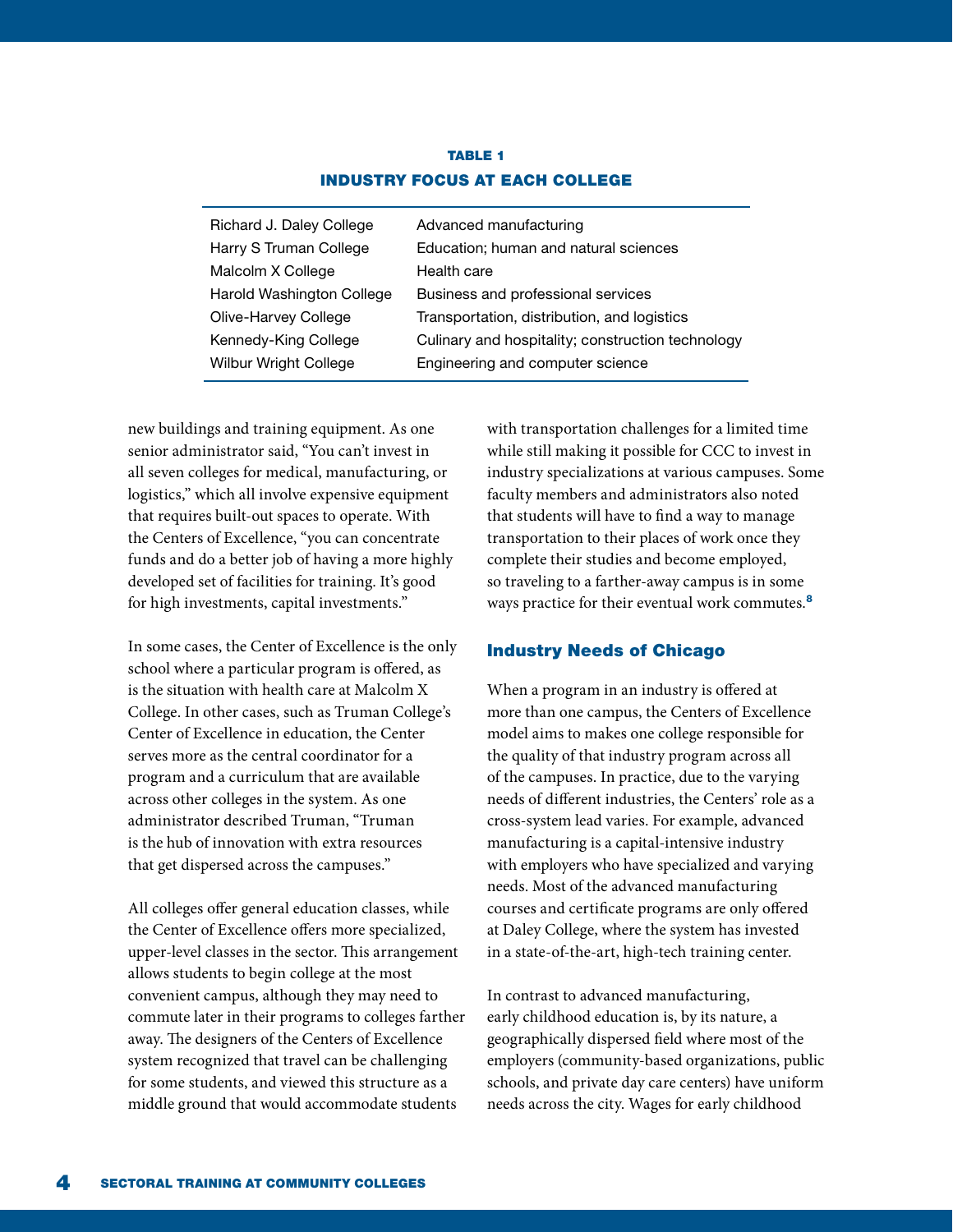**TABLE 1**
**INDUSTRY FOCUS AT EACH COLLEGE**

| College | Industry Focus |
|---|---|
| Richard J. Daley College | Advanced manufacturing |
| Harry S Truman College | Education; human and natural sciences |
| Malcolm X College | Health care |
| Harold Washington College | Business and professional services |
| Olive-Harvey College | Transportation, distribution, and logistics |
| Kennedy-King College | Culinary and hospitality; construction technology |
| Wilbur Wright College | Engineering and computer science |

new buildings and training equipment. As one senior administrator said, "You can't invest in all seven colleges for medical, manufacturing, or logistics," which all involve expensive equipment that requires built-out spaces to operate. With the Centers of Excellence, "you can concentrate funds and do a better job of having a more highly developed set of facilities for training. It's good for high investments, capital investments."

In some cases, the Center of Excellence is the only school where a particular program is offered, as is the situation with health care at Malcolm X College. In other cases, such as Truman College's Center of Excellence in education, the Center serves more as the central coordinator for a program and a curriculum that are available across other colleges in the system. As one administrator described Truman, "Truman is the hub of innovation with extra resources that get dispersed across the campuses."

All colleges offer general education classes, while the Center of Excellence offers more specialized, upper-level classes in the sector. This arrangement allows students to begin college at the most convenient campus, although they may need to commute later in their programs to colleges farther away. The designers of the Centers of Excellence system recognized that travel can be challenging for some students, and viewed this structure as a middle ground that would accommodate students with transportation challenges for a limited time while still making it possible for CCC to invest in industry specializations at various campuses. Some faculty members and administrators also noted that students will have to find a way to manage transportation to their places of work once they complete their studies and become employed, so traveling to a farther-away campus is in some ways practice for their eventual work commutes.[8]

## Industry Needs of Chicago

When a program in an industry is offered at more than one campus, the Centers of Excellence model aims to makes one college responsible for the quality of that industry program across all of the campuses. In practice, due to the varying needs of different industries, the Centers' role as a cross-system lead varies. For example, advanced manufacturing is a capital-intensive industry with employers who have specialized and varying needs. Most of the advanced manufacturing courses and certificate programs are only offered at Daley College, where the system has invested in a state-of-the-art, high-tech training center.

In contrast to advanced manufacturing, early childhood education is, by its nature, a geographically dispersed field where most of the employers (community-based organizations, public schools, and private day care centers) have uniform needs across the city. Wages for early childhood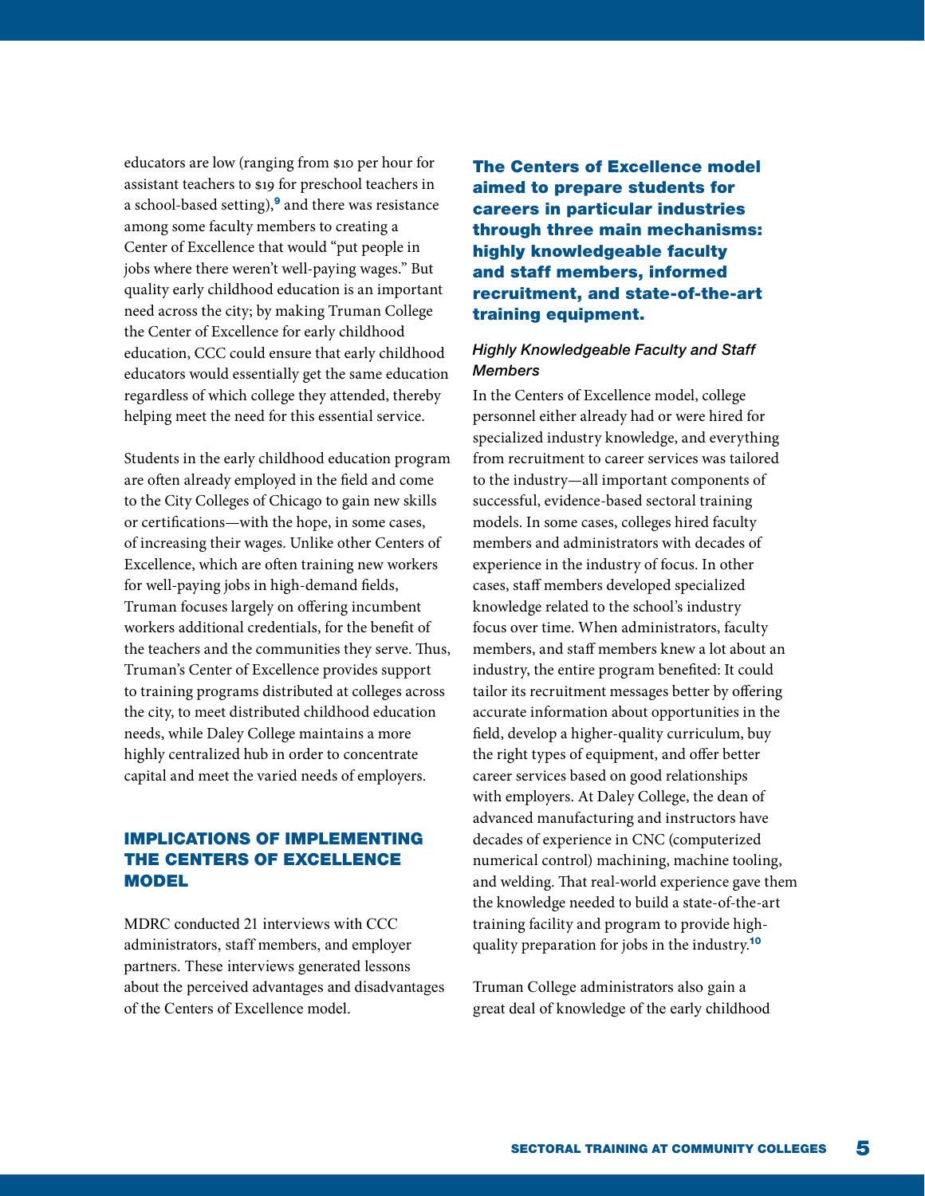educators are low (ranging from $10 per hour for assistant teachers to $19 for preschool teachers in a school-based setting),[9] and there was resistance among some faculty members to creating a Center of Excellence that would "put people in jobs where there weren't well-paying wages." But quality early childhood education is an important need across the city; by making Truman College the Center of Excellence for early childhood education, CCC could ensure that early childhood educators would essentially get the same education regardless of which college they attended, thereby helping meet the need for this essential service.

Students in the early childhood education program are often already employed in the field and come to the City Colleges of Chicago to gain new skills or certifications—with the hope, in some cases, of increasing their wages. Unlike other Centers of Excellence, which are often training new workers for well-paying jobs in high-demand fields, Truman focuses largely on offering incumbent workers additional credentials, for the benefit of the teachers and the communities they serve. Thus, Truman's Center of Excellence provides support to training programs distributed at colleges across the city, to meet distributed childhood education needs, while Daley College maintains a more highly centralized hub in order to concentrate capital and meet the varied needs of employers.

## IMPLICATIONS OF IMPLEMENTING THE CENTERS OF EXCELLENCE MODEL

MDRC conducted 21 interviews with CCC administrators, staff members, and employer partners. These interviews generated lessons about the perceived advantages and disadvantages of the Centers of Excellence model.

**The Centers of Excellence model aimed to prepare students for careers in particular industries through three main mechanisms: highly knowledgeable faculty and staff members, informed recruitment, and state-of-the-art training equipment.**

### *Highly Knowledgeable Faculty and Staff Members*

In the Centers of Excellence model, college personnel either already had or were hired for specialized industry knowledge, and everything from recruitment to career services was tailored to the industry—all important components of successful, evidence-based sectoral training models. In some cases, colleges hired faculty members and administrators with decades of experience in the industry of focus. In other cases, staff members developed specialized knowledge related to the school's industry focus over time. When administrators, faculty members, and staff members knew a lot about an industry, the entire program benefited: It could tailor its recruitment messages better by offering accurate information about opportunities in the field, develop a higher-quality curriculum, buy the right types of equipment, and offer better career services based on good relationships with employers. At Daley College, the dean of advanced manufacturing and instructors have decades of experience in CNC (computerized numerical control) machining, machine tooling, and welding. That real-world experience gave them the knowledge needed to build a state-of-the-art training facility and program to provide high-quality preparation for jobs in the industry.[10]

Truman College administrators also gain a great deal of knowledge of the early childhood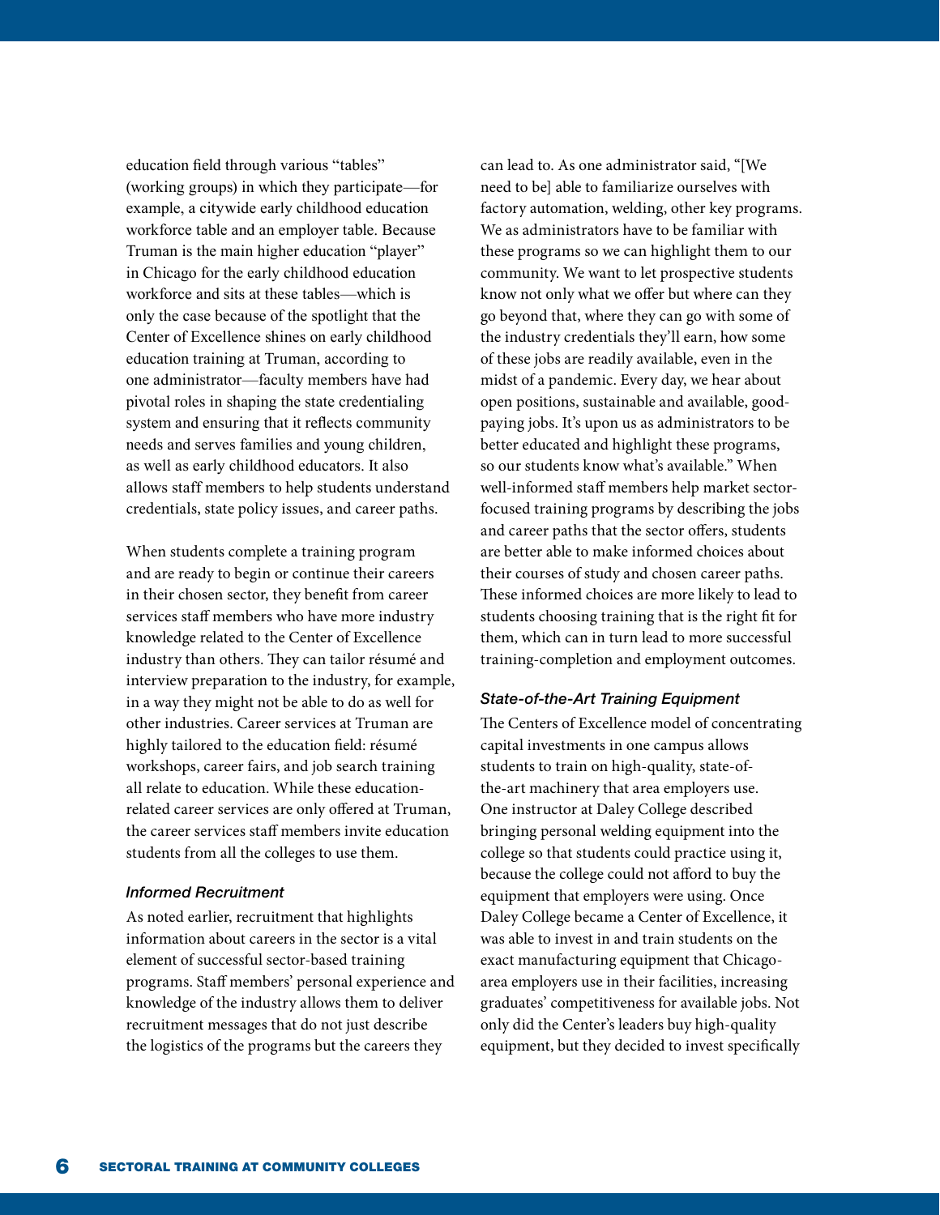education field through various "tables" (working groups) in which they participate—for example, a citywide early childhood education workforce table and an employer table. Because Truman is the main higher education "player" in Chicago for the early childhood education workforce and sits at these tables—which is only the case because of the spotlight that the Center of Excellence shines on early childhood education training at Truman, according to one administrator—faculty members have had pivotal roles in shaping the state credentialing system and ensuring that it reflects community needs and serves families and young children, as well as early childhood educators. It also allows staff members to help students understand credentials, state policy issues, and career paths.

When students complete a training program and are ready to begin or continue their careers in their chosen sector, they benefit from career services staff members who have more industry knowledge related to the Center of Excellence industry than others. They can tailor résumé and interview preparation to the industry, for example, in a way they might not be able to do as well for other industries. Career services at Truman are highly tailored to the education field: résumé workshops, career fairs, and job search training all relate to education. While these education-related career services are only offered at Truman, the career services staff members invite education students from all the colleges to use them.

#### *Informed Recruitment*

As noted earlier, recruitment that highlights information about careers in the sector is a vital element of successful sector-based training programs. Staff members' personal experience and knowledge of the industry allows them to deliver recruitment messages that do not just describe the logistics of the programs but the careers they can lead to. As one administrator said, "[We need to be] able to familiarize ourselves with factory automation, welding, other key programs. We as administrators have to be familiar with these programs so we can highlight them to our community. We want to let prospective students know not only what we offer but where can they go beyond that, where they can go with some of the industry credentials they'll earn, how some of these jobs are readily available, even in the midst of a pandemic. Every day, we hear about open positions, sustainable and available, good-paying jobs. It's upon us as administrators to be better educated and highlight these programs, so our students know what's available." When well-informed staff members help market sector-focused training programs by describing the jobs and career paths that the sector offers, students are better able to make informed choices about their courses of study and chosen career paths. These informed choices are more likely to lead to students choosing training that is the right fit for them, which can in turn lead to more successful training-completion and employment outcomes.

#### *State-of-the-Art Training Equipment*

The Centers of Excellence model of concentrating capital investments in one campus allows students to train on high-quality, state-of-the-art machinery that area employers use. One instructor at Daley College described bringing personal welding equipment into the college so that students could practice using it, because the college could not afford to buy the equipment that employers were using. Once Daley College became a Center of Excellence, it was able to invest in and train students on the exact manufacturing equipment that Chicago-area employers use in their facilities, increasing graduates' competitiveness for available jobs. Not only did the Center's leaders buy high-quality equipment, but they decided to invest specifically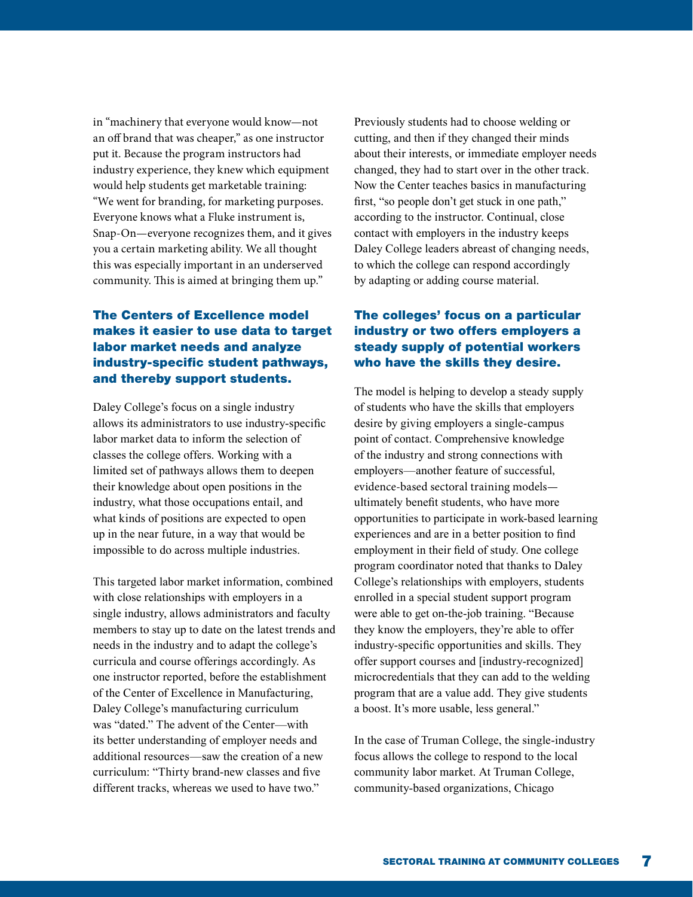in "machinery that everyone would know—not an off brand that was cheaper," as one instructor put it. Because the program instructors had industry experience, they knew which equipment would help students get marketable training: "We went for branding, for marketing purposes. Everyone knows what a Fluke instrument is, Snap-On—everyone recognizes them, and it gives you a certain marketing ability. We all thought this was especially important in an underserved community. This is aimed at bringing them up."

### The Centers of Excellence model makes it easier to use data to target labor market needs and analyze industry-specific student pathways, and thereby support students.

Daley College's focus on a single industry allows its administrators to use industry-specific labor market data to inform the selection of classes the college offers. Working with a limited set of pathways allows them to deepen their knowledge about open positions in the industry, what those occupations entail, and what kinds of positions are expected to open up in the near future, in a way that would be impossible to do across multiple industries.

This targeted labor market information, combined with close relationships with employers in a single industry, allows administrators and faculty members to stay up to date on the latest trends and needs in the industry and to adapt the college's curricula and course offerings accordingly. As one instructor reported, before the establishment of the Center of Excellence in Manufacturing, Daley College's manufacturing curriculum was "dated." The advent of the Center—with its better understanding of employer needs and additional resources—saw the creation of a new curriculum: "Thirty brand-new classes and five different tracks, whereas we used to have two." Previously students had to choose welding or cutting, and then if they changed their minds about their interests, or immediate employer needs changed, they had to start over in the other track. Now the Center teaches basics in manufacturing first, "so people don't get stuck in one path," according to the instructor. Continual, close contact with employers in the industry keeps Daley College leaders abreast of changing needs, to which the college can respond accordingly by adapting or adding course material.

### The colleges' focus on a particular industry or two offers employers a steady supply of potential workers who have the skills they desire.

The model is helping to develop a steady supply of students who have the skills that employers desire by giving employers a single-campus point of contact. Comprehensive knowledge of the industry and strong connections with employers—another feature of successful, evidence-based sectoral training models—ultimately benefit students, who have more opportunities to participate in work-based learning experiences and are in a better position to find employment in their field of study. One college program coordinator noted that thanks to Daley College's relationships with employers, students enrolled in a special student support program were able to get on-the-job training. "Because they know the employers, they're able to offer industry-specific opportunities and skills. They offer support courses and [industry-recognized] microcredentials that they can add to the welding program that are a value add. They give students a boost. It's more usable, less general."

In the case of Truman College, the single-industry focus allows the college to respond to the local community labor market. At Truman College, community-based organizations, Chicago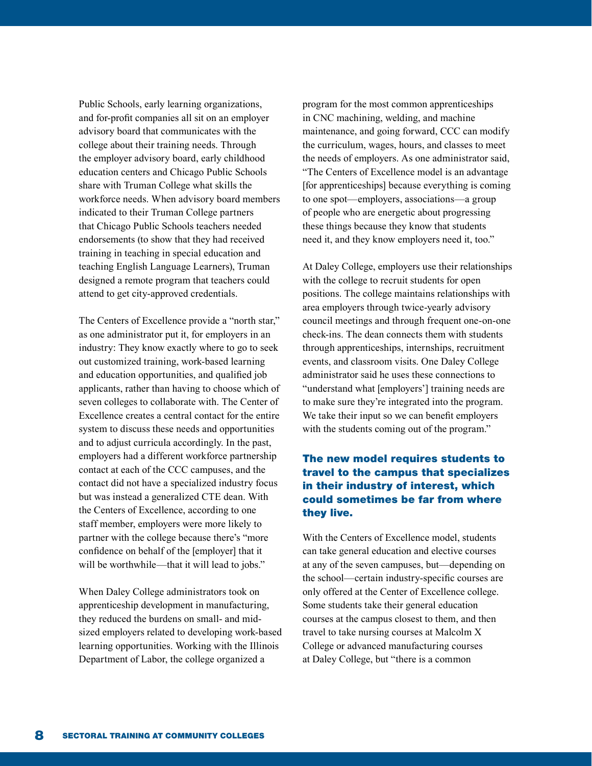Public Schools, early learning organizations, and for-profit companies all sit on an employer advisory board that communicates with the college about their training needs. Through the employer advisory board, early childhood education centers and Chicago Public Schools share with Truman College what skills the workforce needs. When advisory board members indicated to their Truman College partners that Chicago Public Schools teachers needed endorsements (to show that they had received training in teaching in special education and teaching English Language Learners), Truman designed a remote program that teachers could attend to get city-approved credentials.

The Centers of Excellence provide a "north star," as one administrator put it, for employers in an industry: They know exactly where to go to seek out customized training, work-based learning and education opportunities, and qualified job applicants, rather than having to choose which of seven colleges to collaborate with. The Center of Excellence creates a central contact for the entire system to discuss these needs and opportunities and to adjust curricula accordingly. In the past, employers had a different workforce partnership contact at each of the CCC campuses, and the contact did not have a specialized industry focus but was instead a generalized CTE dean. With the Centers of Excellence, according to one staff member, employers were more likely to partner with the college because there's "more confidence on behalf of the [employer] that it will be worthwhile—that it will lead to jobs."

When Daley College administrators took on apprenticeship development in manufacturing, they reduced the burdens on small- and mid-sized employers related to developing work-based learning opportunities. Working with the Illinois Department of Labor, the college organized a program for the most common apprenticeships in CNC machining, welding, and machine maintenance, and going forward, CCC can modify the curriculum, wages, hours, and classes to meet the needs of employers. As one administrator said, "The Centers of Excellence model is an advantage [for apprenticeships] because everything is coming to one spot—employers, associations—a group of people who are energetic about progressing these things because they know that students need it, and they know employers need it, too."

At Daley College, employers use their relationships with the college to recruit students for open positions. The college maintains relationships with area employers through twice-yearly advisory council meetings and through frequent one-on-one check-ins. The dean connects them with students through apprenticeships, internships, recruitment events, and classroom visits. One Daley College administrator said he uses these connections to "understand what [employers'] training needs are to make sure they're integrated into the program. We take their input so we can benefit employers with the students coming out of the program."

**The new model requires students to travel to the campus that specializes in their industry of interest, which could sometimes be far from where they live.**

With the Centers of Excellence model, students can take general education and elective courses at any of the seven campuses, but—depending on the school—certain industry-specific courses are only offered at the Center of Excellence college. Some students take their general education courses at the campus closest to them, and then travel to take nursing courses at Malcolm X College or advanced manufacturing courses at Daley College, but "there is a common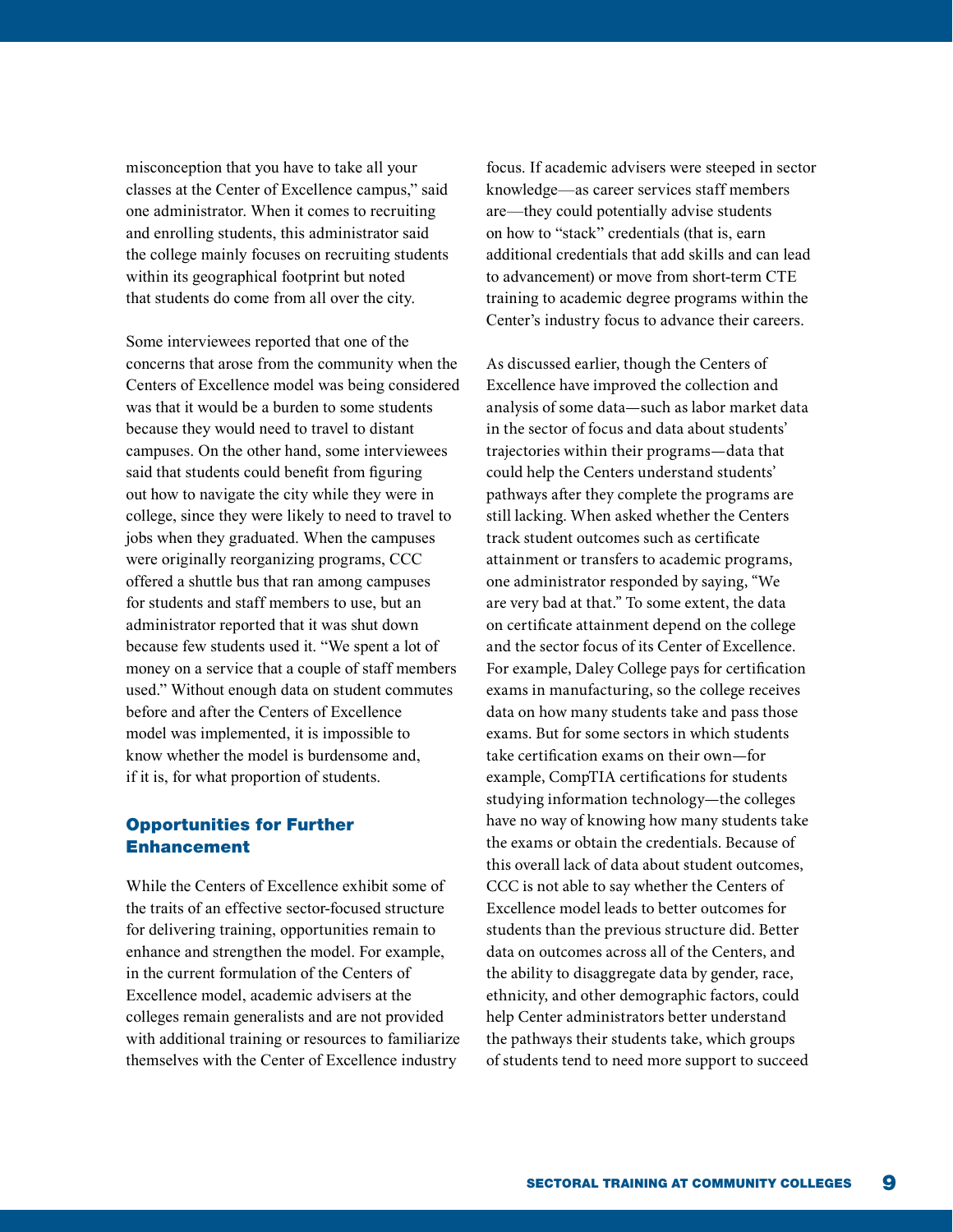misconception that you have to take all your classes at the Center of Excellence campus," said one administrator. When it comes to recruiting and enrolling students, this administrator said the college mainly focuses on recruiting students within its geographical footprint but noted that students do come from all over the city.

Some interviewees reported that one of the concerns that arose from the community when the Centers of Excellence model was being considered was that it would be a burden to some students because they would need to travel to distant campuses. On the other hand, some interviewees said that students could benefit from figuring out how to navigate the city while they were in college, since they were likely to need to travel to jobs when they graduated. When the campuses were originally reorganizing programs, CCC offered a shuttle bus that ran among campuses for students and staff members to use, but an administrator reported that it was shut down because few students used it. "We spent a lot of money on a service that a couple of staff members used." Without enough data on student commutes before and after the Centers of Excellence model was implemented, it is impossible to know whether the model is burdensome and, if it is, for what proportion of students.

## Opportunities for Further Enhancement

While the Centers of Excellence exhibit some of the traits of an effective sector-focused structure for delivering training, opportunities remain to enhance and strengthen the model. For example, in the current formulation of the Centers of Excellence model, academic advisers at the colleges remain generalists and are not provided with additional training or resources to familiarize themselves with the Center of Excellence industry focus. If academic advisers were steeped in sector knowledge—as career services staff members are—they could potentially advise students on how to "stack" credentials (that is, earn additional credentials that add skills and can lead to advancement) or move from short-term CTE training to academic degree programs within the Center's industry focus to advance their careers.

As discussed earlier, though the Centers of Excellence have improved the collection and analysis of some data—such as labor market data in the sector of focus and data about students' trajectories within their programs—data that could help the Centers understand students' pathways after they complete the programs are still lacking. When asked whether the Centers track student outcomes such as certificate attainment or transfers to academic programs, one administrator responded by saying, "We are very bad at that." To some extent, the data on certificate attainment depend on the college and the sector focus of its Center of Excellence. For example, Daley College pays for certification exams in manufacturing, so the college receives data on how many students take and pass those exams. But for some sectors in which students take certification exams on their own—for example, CompTIA certifications for students studying information technology—the colleges have no way of knowing how many students take the exams or obtain the credentials. Because of this overall lack of data about student outcomes, CCC is not able to say whether the Centers of Excellence model leads to better outcomes for students than the previous structure did. Better data on outcomes across all of the Centers, and the ability to disaggregate data by gender, race, ethnicity, and other demographic factors, could help Center administrators better understand the pathways their students take, which groups of students tend to need more support to succeed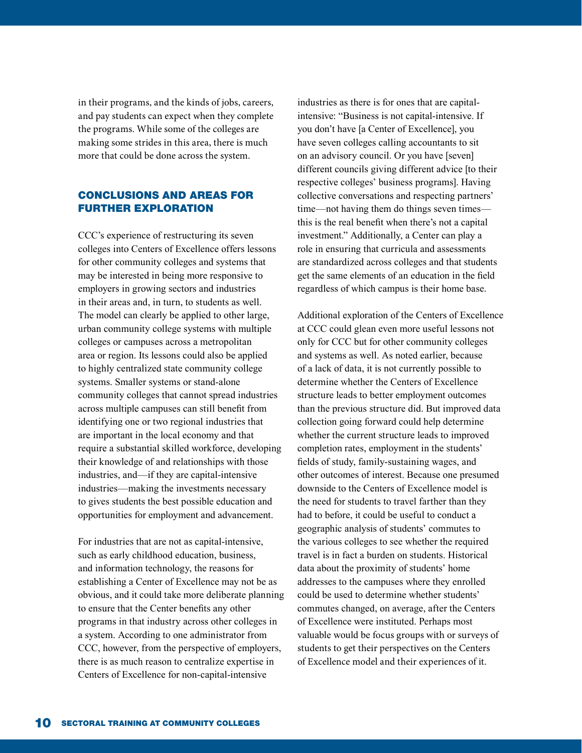in their programs, and the kinds of jobs, careers, and pay students can expect when they complete the programs. While some of the colleges are making some strides in this area, there is much more that could be done across the system.

## CONCLUSIONS AND AREAS FOR FURTHER EXPLORATION

CCC's experience of restructuring its seven colleges into Centers of Excellence offers lessons for other community colleges and systems that may be interested in being more responsive to employers in growing sectors and industries in their areas and, in turn, to students as well. The model can clearly be applied to other large, urban community college systems with multiple colleges or campuses across a metropolitan area or region. Its lessons could also be applied to highly centralized state community college systems. Smaller systems or stand-alone community colleges that cannot spread industries across multiple campuses can still benefit from identifying one or two regional industries that are important in the local economy and that require a substantial skilled workforce, developing their knowledge of and relationships with those industries, and—if they are capital-intensive industries—making the investments necessary to gives students the best possible education and opportunities for employment and advancement.

For industries that are not as capital-intensive, such as early childhood education, business, and information technology, the reasons for establishing a Center of Excellence may not be as obvious, and it could take more deliberate planning to ensure that the Center benefits any other programs in that industry across other colleges in a system. According to one administrator from CCC, however, from the perspective of employers, there is as much reason to centralize expertise in Centers of Excellence for non-capital-intensive industries as there is for ones that are capital-intensive: "Business is not capital-intensive. If you don't have [a Center of Excellence], you have seven colleges calling accountants to sit on an advisory council. Or you have [seven] different councils giving different advice [to their respective colleges' business programs]. Having collective conversations and respecting partners' time—not having them do things seven times—this is the real benefit when there's not a capital investment." Additionally, a Center can play a role in ensuring that curricula and assessments are standardized across colleges and that students get the same elements of an education in the field regardless of which campus is their home base.

Additional exploration of the Centers of Excellence at CCC could glean even more useful lessons not only for CCC but for other community colleges and systems as well. As noted earlier, because of a lack of data, it is not currently possible to determine whether the Centers of Excellence structure leads to better employment outcomes than the previous structure did. But improved data collection going forward could help determine whether the current structure leads to improved completion rates, employment in the students' fields of study, family-sustaining wages, and other outcomes of interest. Because one presumed downside to the Centers of Excellence model is the need for students to travel farther than they had to before, it could be useful to conduct a geographic analysis of students' commutes to the various colleges to see whether the required travel is in fact a burden on students. Historical data about the proximity of students' home addresses to the campuses where they enrolled could be used to determine whether students' commutes changed, on average, after the Centers of Excellence were instituted. Perhaps most valuable would be focus groups with or surveys of students to get their perspectives on the Centers of Excellence model and their experiences of it.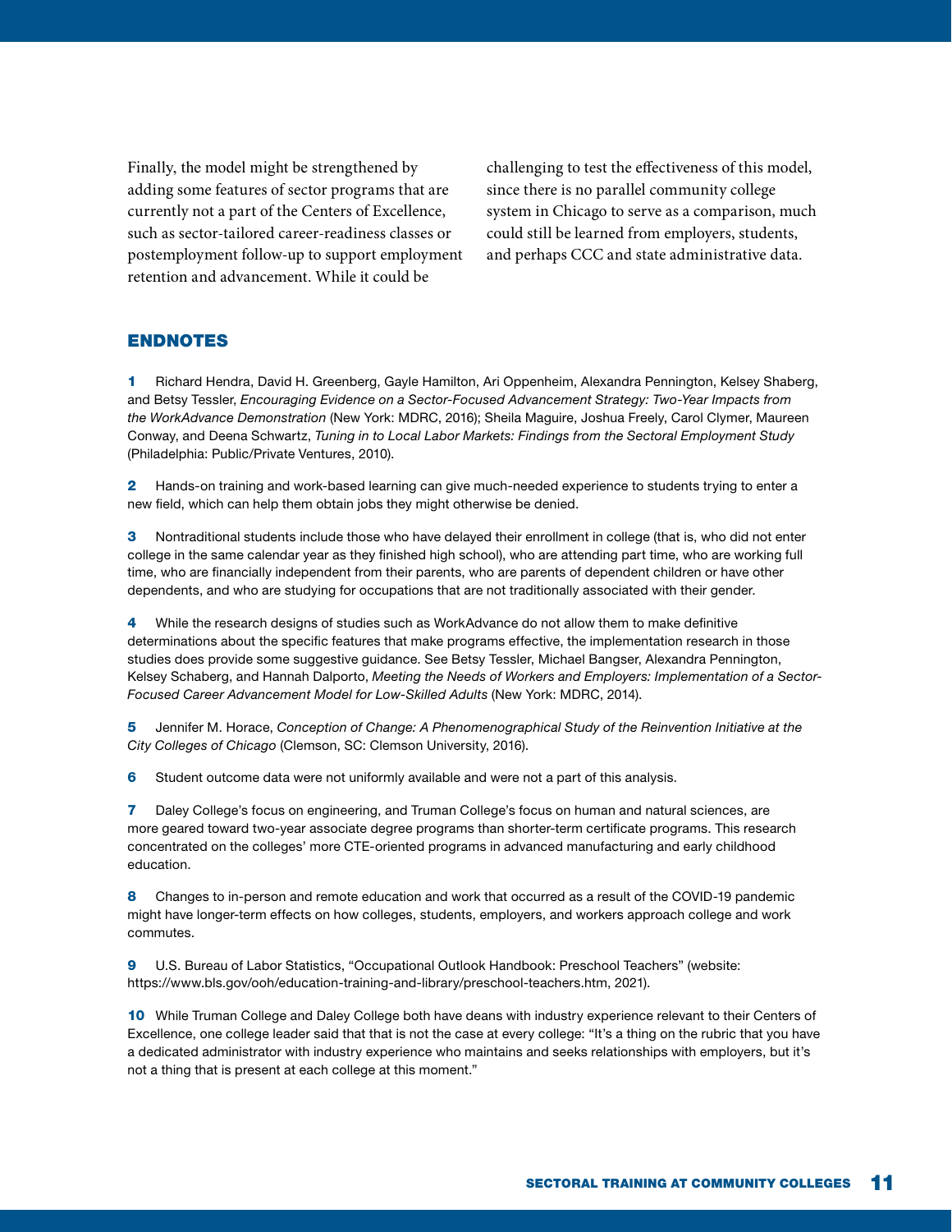Finally, the model might be strengthened by adding some features of sector programs that are currently not a part of the Centers of Excellence, such as sector-tailored career-readiness classes or postemployment follow-up to support employment retention and advancement. While it could be challenging to test the effectiveness of this model, since there is no parallel community college system in Chicago to serve as a comparison, much could still be learned from employers, students, and perhaps CCC and state administrative data.

## ENDNOTES

**1** Richard Hendra, David H. Greenberg, Gayle Hamilton, Ari Oppenheim, Alexandra Pennington, Kelsey Shaberg, and Betsy Tessler, *Encouraging Evidence on a Sector-Focused Advancement Strategy: Two-Year Impacts from the WorkAdvance Demonstration* (New York: MDRC, 2016); Sheila Maguire, Joshua Freely, Carol Clymer, Maureen Conway, and Deena Schwartz, *Tuning in to Local Labor Markets: Findings from the Sectoral Employment Study* (Philadelphia: Public/Private Ventures, 2010).

**2** Hands-on training and work-based learning can give much-needed experience to students trying to enter a new field, which can help them obtain jobs they might otherwise be denied.

**3** Nontraditional students include those who have delayed their enrollment in college (that is, who did not enter college in the same calendar year as they finished high school), who are attending part time, who are working full time, who are financially independent from their parents, who are parents of dependent children or have other dependents, and who are studying for occupations that are not traditionally associated with their gender.

**4** While the research designs of studies such as WorkAdvance do not allow them to make definitive determinations about the specific features that make programs effective, the implementation research in those studies does provide some suggestive guidance. See Betsy Tessler, Michael Bangser, Alexandra Pennington, Kelsey Schaberg, and Hannah Dalporto, *Meeting the Needs of Workers and Employers: Implementation of a Sector-Focused Career Advancement Model for Low-Skilled Adults* (New York: MDRC, 2014).

**5** Jennifer M. Horace, *Conception of Change: A Phenomenographical Study of the Reinvention Initiative at the City Colleges of Chicago* (Clemson, SC: Clemson University, 2016).

**6** Student outcome data were not uniformly available and were not a part of this analysis.

**7** Daley College's focus on engineering, and Truman College's focus on human and natural sciences, are more geared toward two-year associate degree programs than shorter-term certificate programs. This research concentrated on the colleges' more CTE-oriented programs in advanced manufacturing and early childhood education.

**8** Changes to in-person and remote education and work that occurred as a result of the COVID-19 pandemic might have longer-term effects on how colleges, students, employers, and workers approach college and work commutes.

**9** U.S. Bureau of Labor Statistics, "Occupational Outlook Handbook: Preschool Teachers" (website: https://www.bls.gov/ooh/education-training-and-library/preschool-teachers.htm, 2021).

**10** While Truman College and Daley College both have deans with industry experience relevant to their Centers of Excellence, one college leader said that that is not the case at every college: "It's a thing on the rubric that you have a dedicated administrator with industry experience who maintains and seeks relationships with employers, but it's not a thing that is present at each college at this moment."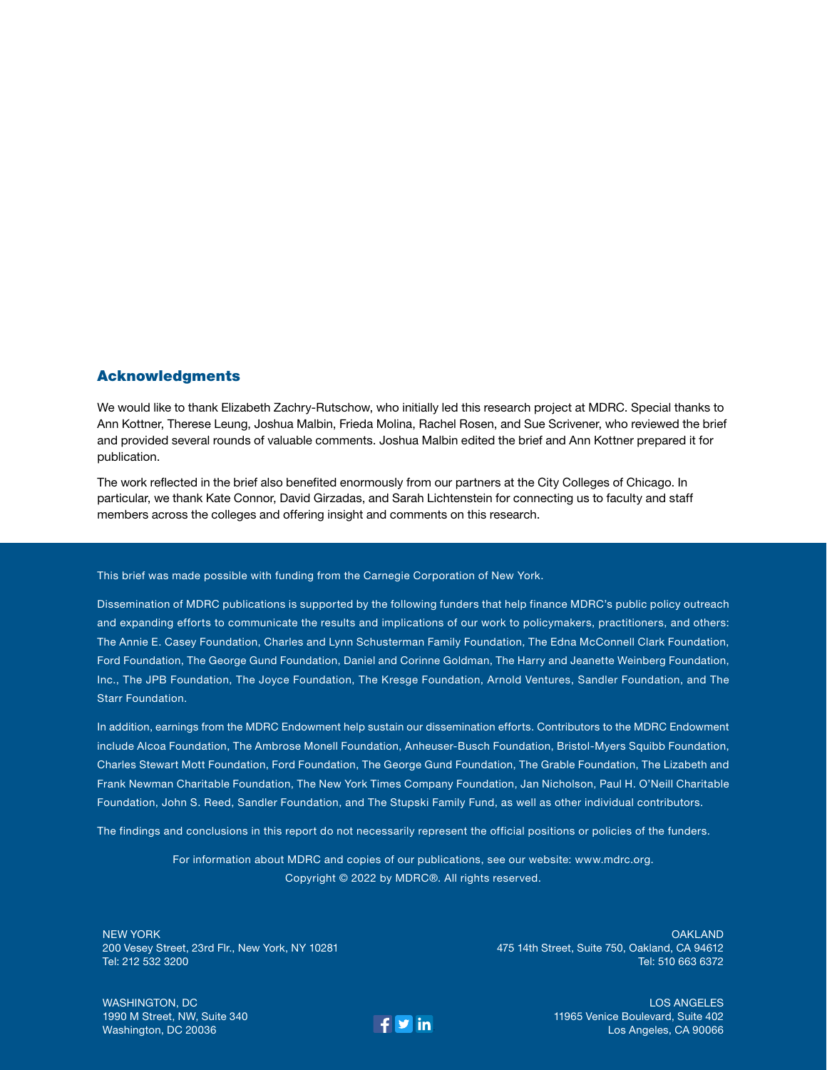## Acknowledgments

We would like to thank Elizabeth Zachry-Rutschow, who initially led this research project at MDRC. Special thanks to Ann Kottner, Therese Leung, Joshua Malbin, Frieda Molina, Rachel Rosen, and Sue Scrivener, who reviewed the brief and provided several rounds of valuable comments. Joshua Malbin edited the brief and Ann Kottner prepared it for publication.

The work reflected in the brief also benefited enormously from our partners at the City Colleges of Chicago. In particular, we thank Kate Connor, David Girzadas, and Sarah Lichtenstein for connecting us to faculty and staff members across the colleges and offering insight and comments on this research.

This brief was made possible with funding from the Carnegie Corporation of New York.

Dissemination of MDRC publications is supported by the following funders that help finance MDRC's public policy outreach and expanding efforts to communicate the results and implications of our work to policymakers, practitioners, and others: The Annie E. Casey Foundation, Charles and Lynn Schusterman Family Foundation, The Edna McConnell Clark Foundation, Ford Foundation, The George Gund Foundation, Daniel and Corinne Goldman, The Harry and Jeanette Weinberg Foundation, Inc., The JPB Foundation, The Joyce Foundation, The Kresge Foundation, Arnold Ventures, Sandler Foundation, and The Starr Foundation.

In addition, earnings from the MDRC Endowment help sustain our dissemination efforts. Contributors to the MDRC Endowment include Alcoa Foundation, The Ambrose Monell Foundation, Anheuser-Busch Foundation, Bristol-Myers Squibb Foundation, Charles Stewart Mott Foundation, Ford Foundation, The George Gund Foundation, The Grable Foundation, The Lizabeth and Frank Newman Charitable Foundation, The New York Times Company Foundation, Jan Nicholson, Paul H. O'Neill Charitable Foundation, John S. Reed, Sandler Foundation, and The Stupski Family Fund, as well as other individual contributors.

The findings and conclusions in this report do not necessarily represent the official positions or policies of the funders.

For information about MDRC and copies of our publications, see our website: www.mdrc.org.
Copyright © 2022 by MDRC®. All rights reserved.

NEW YORK
200 Vesey Street, 23rd Flr., New York, NY 10281
Tel: 212 532 3200

OAKLAND
475 14th Street, Suite 750, Oakland, CA 94612
Tel: 510 663 6372

WASHINGTON, DC
1990 M Street, NW, Suite 340
Washington, DC 20036

LOS ANGELES
11965 Venice Boulevard, Suite 402
Los Angeles, CA 90066